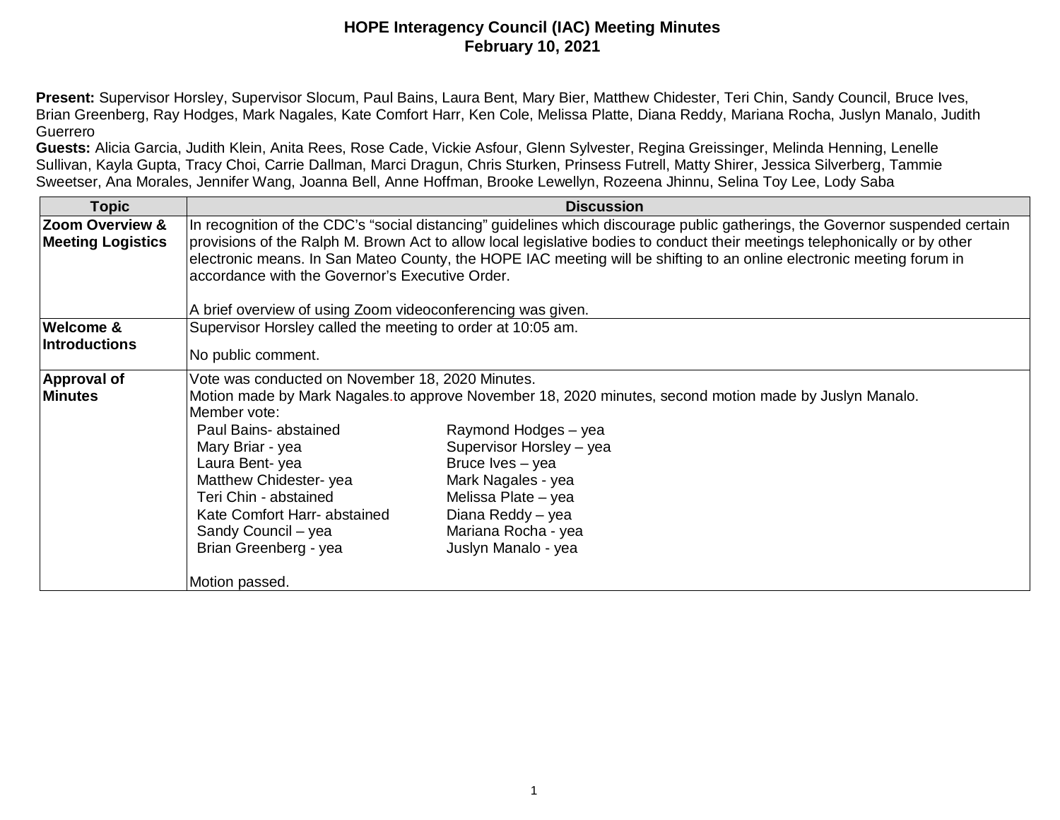# HOPE Interagency Council (IAC) Meeting Minutes
## February 10, 2021

**Present:** Supervisor Horsley, Supervisor Slocum, Paul Bains, Laura Bent, Mary Bier, Matthew Chidester, Teri Chin, Sandy Council, Bruce Ives, Brian Greenberg, Ray Hodges, Mark Nagales, Kate Comfort Harr, Ken Cole, Melissa Platte, Diana Reddy, Mariana Rocha, Juslyn Manalo, Judith Guerrero

**Guests:** Alicia Garcia, Judith Klein, Anita Rees, Rose Cade, Vickie Asfour, Glenn Sylvester, Regina Greissinger, Melinda Henning, Lenelle Sullivan, Kayla Gupta, Tracy Choi, Carrie Dallman, Marci Dragun, Chris Sturken, Prinsess Futrell, Matty Shirer, Jessica Silverberg, Tammie Sweetser, Ana Morales, Jennifer Wang, Joanna Bell, Anne Hoffman, Brooke Lewellyn, Rozeena Jhinnu, Selina Toy Lee, Lody Saba

| Topic | Discussion |
|---|---|
| **Zoom Overview & Meeting Logistics** | In recognition of the CDC's "social distancing" guidelines which discourage public gatherings, the Governor suspended certain provisions of the Ralph M. Brown Act to allow local legislative bodies to conduct their meetings telephonically or by other electronic means. In San Mateo County, the HOPE IAC meeting will be shifting to an online electronic meeting forum in accordance with the Governor's Executive Order.<br><br>A brief overview of using Zoom videoconferencing was given. |
| **Welcome & Introductions** | Supervisor Horsley called the meeting to order at 10:05 am.<br><br>No public comment. |
| **Approval of Minutes** | Vote was conducted on November 18, 2020 Minutes.<br>Motion made by Mark Nagales.to approve November 18, 2020 minutes, second motion made by Juslyn Manalo.<br>Member vote:<br>Paul Bains- abstained<br>Mary Briar - yea<br>Laura Bent- yea<br>Matthew Chidester- yea<br>Teri Chin - abstained<br>Kate Comfort Harr- abstained<br>Sandy Council – yea<br>Brian Greenberg - yea<br>Raymond Hodges – yea<br>Supervisor Horsley – yea<br>Bruce Ives – yea<br>Mark Nagales - yea<br>Melissa Plate – yea<br>Diana Reddy – yea<br>Mariana Rocha - yea<br>Juslyn Manalo - yea<br><br>Motion passed. |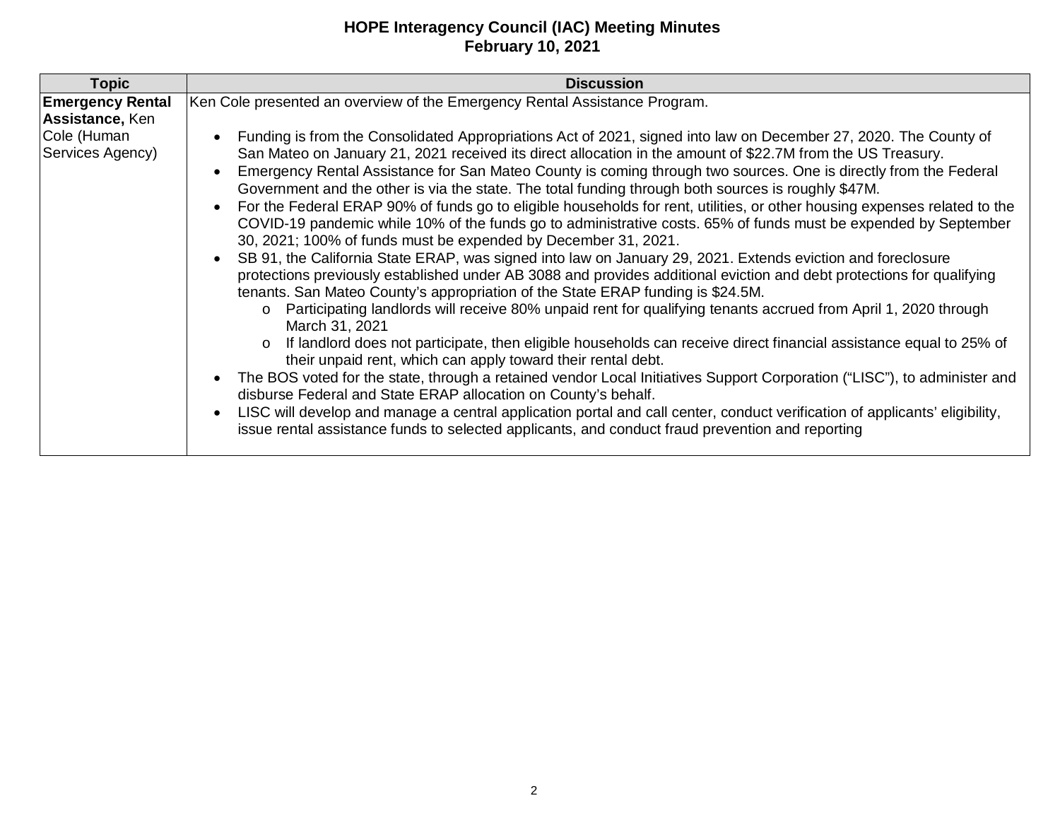# HOPE Interagency Council (IAC) Meeting Minutes
## February 10, 2021

| Topic | Discussion |
|---|---|
| **Emergency Rental Assistance,** Ken Cole (Human Services Agency) | Ken Cole presented an overview of the Emergency Rental Assistance Program.<br><br>• Funding is from the Consolidated Appropriations Act of 2021, signed into law on December 27, 2020. The County of San Mateo on January 21, 2021 received its direct allocation in the amount of $22.7M from the US Treasury.<br>• Emergency Rental Assistance for San Mateo County is coming through two sources. One is directly from the Federal Government and the other is via the state. The total funding through both sources is roughly $47M.<br>• For the Federal ERAP 90% of funds go to eligible households for rent, utilities, or other housing expenses related to the COVID-19 pandemic while 10% of the funds go to administrative costs. 65% of funds must be expended by September 30, 2021; 100% of funds must be expended by December 31, 2021.<br>• SB 91, the California State ERAP, was signed into law on January 29, 2021. Extends eviction and foreclosure protections previously established under AB 3088 and provides additional eviction and debt protections for qualifying tenants. San Mateo County's appropriation of the State ERAP funding is $24.5M.<br>&nbsp;&nbsp;&nbsp;&nbsp;o Participating landlords will receive 80% unpaid rent for qualifying tenants accrued from April 1, 2020 through March 31, 2021<br>&nbsp;&nbsp;&nbsp;&nbsp;o If landlord does not participate, then eligible households can receive direct financial assistance equal to 25% of their unpaid rent, which can apply toward their rental debt.<br>• The BOS voted for the state, through a retained vendor Local Initiatives Support Corporation ("LISC"), to administer and disburse Federal and State ERAP allocation on County's behalf.<br>• LISC will develop and manage a central application portal and call center, conduct verification of applicants' eligibility, issue rental assistance funds to selected applicants, and conduct fraud prevention and reporting |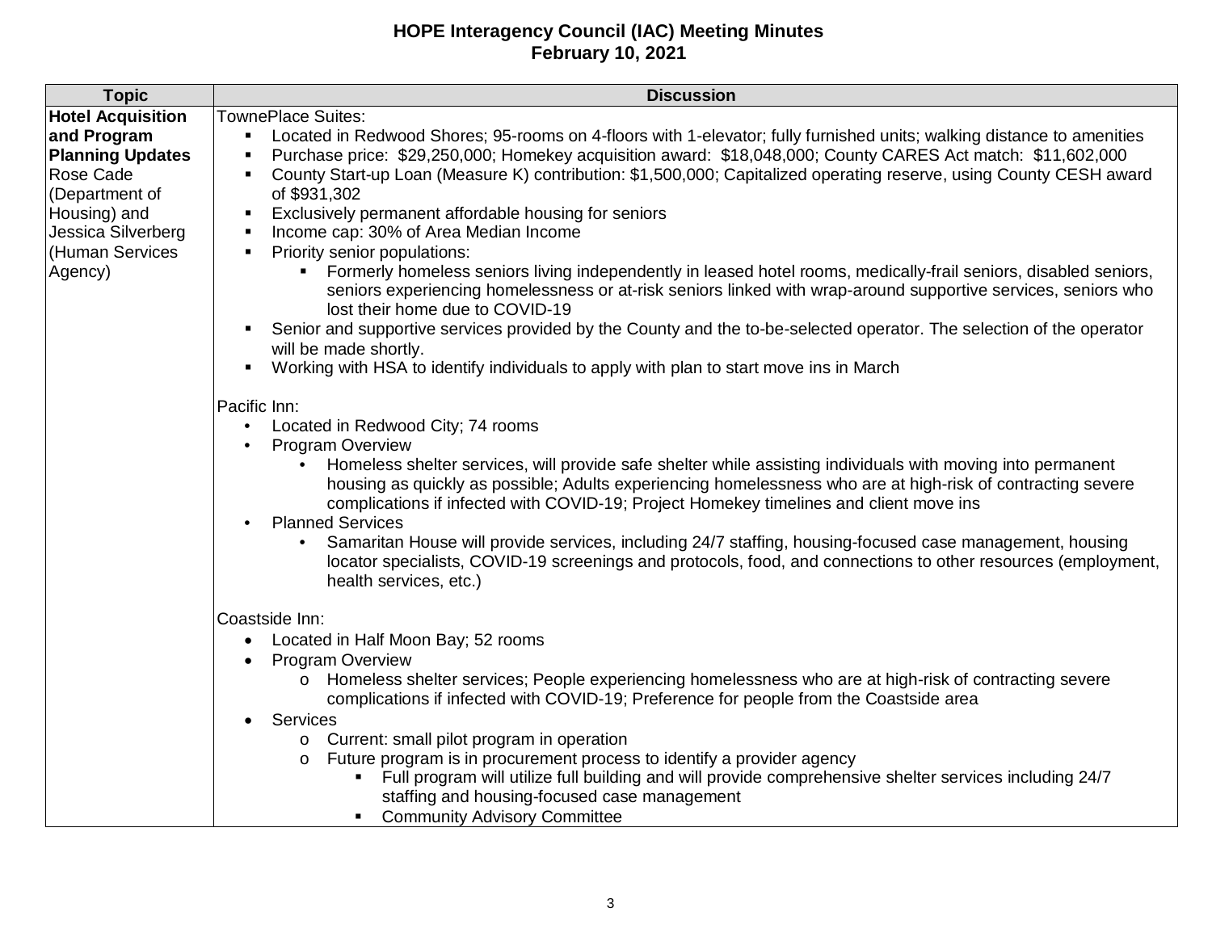# HOPE Interagency Council (IAC) Meeting Minutes
## February 10, 2021

| Topic | Discussion |
|---|---|
| **Hotel Acquisition and Program Planning Updates** Rose Cade (Department of Housing) and Jessica Silverberg (Human Services Agency) | TownePlace Suites:<br>▪ Located in Redwood Shores; 95-rooms on 4-floors with 1-elevator; fully furnished units; walking distance to amenities<br>▪ Purchase price: $29,250,000; Homekey acquisition award: $18,048,000; County CARES Act match: $11,602,000<br>▪ County Start-up Loan (Measure K) contribution: $1,500,000; Capitalized operating reserve, using County CESH award of $931,302<br>▪ Exclusively permanent affordable housing for seniors<br>▪ Income cap: 30% of Area Median Income<br>▪ Priority senior populations:<br>&nbsp;&nbsp;&nbsp;&nbsp;▪ Formerly homeless seniors living independently in leased hotel rooms, medically-frail seniors, disabled seniors, seniors experiencing homelessness or at-risk seniors linked with wrap-around supportive services, seniors who lost their home due to COVID-19<br>▪ Senior and supportive services provided by the County and the to-be-selected operator. The selection of the operator will be made shortly.<br>▪ Working with HSA to identify individuals to apply with plan to start move ins in March<br><br>Pacific Inn:<br>• Located in Redwood City; 74 rooms<br>• Program Overview<br>&nbsp;&nbsp;&nbsp;&nbsp;• Homeless shelter services, will provide safe shelter while assisting individuals with moving into permanent housing as quickly as possible; Adults experiencing homelessness who are at high-risk of contracting severe complications if infected with COVID-19; Project Homekey timelines and client move ins<br>• Planned Services<br>&nbsp;&nbsp;&nbsp;&nbsp;• Samaritan House will provide services, including 24/7 staffing, housing-focused case management, housing locator specialists, COVID-19 screenings and protocols, food, and connections to other resources (employment, health services, etc.)<br><br>Coastside Inn:<br>• Located in Half Moon Bay; 52 rooms<br>• Program Overview<br>&nbsp;&nbsp;&nbsp;&nbsp;o Homeless shelter services; People experiencing homelessness who are at high-risk of contracting severe complications if infected with COVID-19; Preference for people from the Coastside area<br>• Services<br>&nbsp;&nbsp;&nbsp;&nbsp;o Current: small pilot program in operation<br>&nbsp;&nbsp;&nbsp;&nbsp;o Future program is in procurement process to identify a provider agency<br>&nbsp;&nbsp;&nbsp;&nbsp;&nbsp;&nbsp;&nbsp;&nbsp;▪ Full program will utilize full building and will provide comprehensive shelter services including 24/7 staffing and housing-focused case management<br>&nbsp;&nbsp;&nbsp;&nbsp;&nbsp;&nbsp;&nbsp;&nbsp;▪ Community Advisory Committee |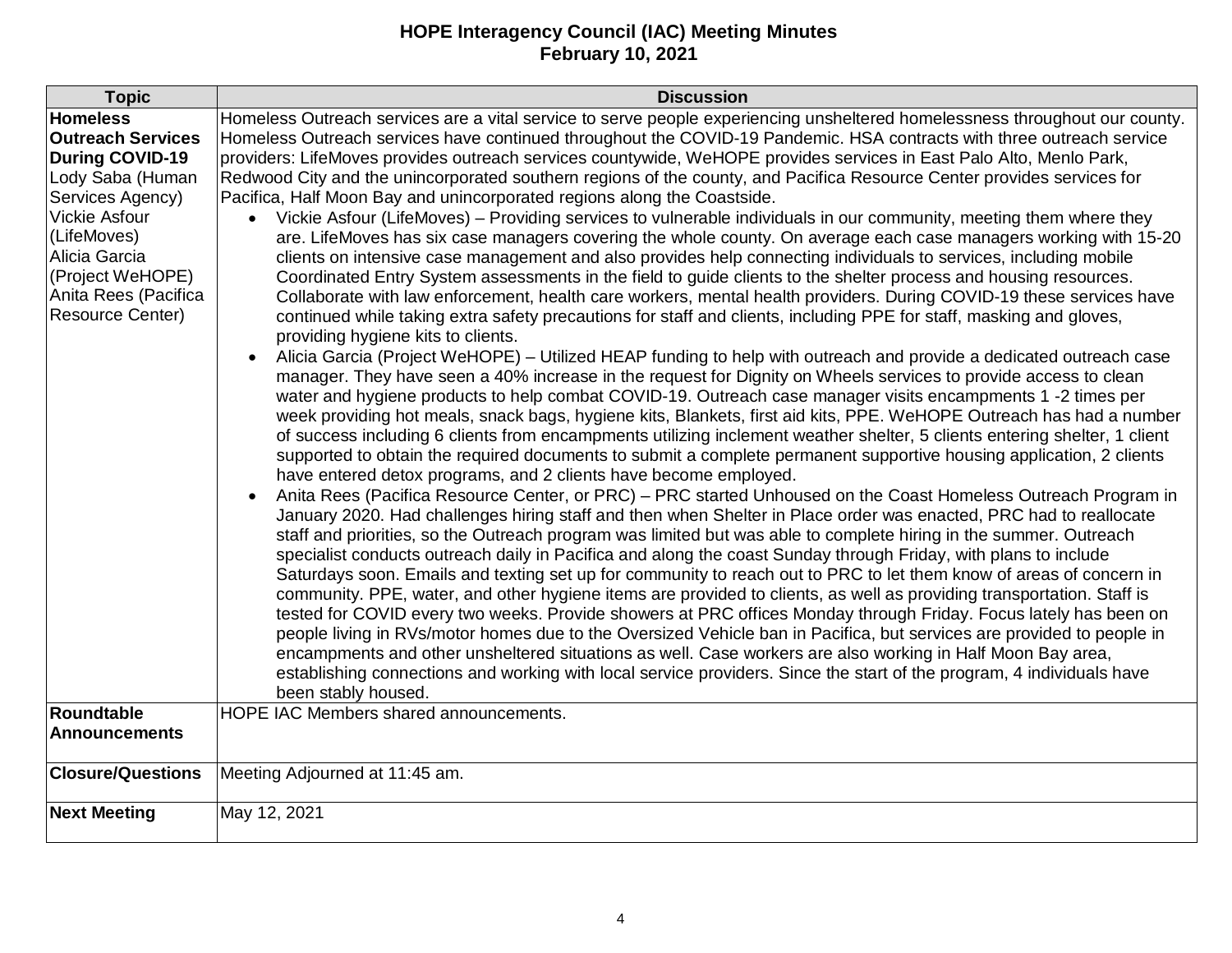# HOPE Interagency Council (IAC) Meeting Minutes
## February 10, 2021

| Topic | Discussion |
|---|---|
| **Homeless Outreach Services During COVID-19**<br>Lody Saba (Human Services Agency)<br>Vickie Asfour (LifeMoves)<br>Alicia Garcia (Project WeHOPE)<br>Anita Rees (Pacifica Resource Center) | Homeless Outreach services are a vital service to serve people experiencing unsheltered homelessness throughout our county. Homeless Outreach services have continued throughout the COVID-19 Pandemic. HSA contracts with three outreach service providers: LifeMoves provides outreach services countywide, WeHOPE provides services in East Palo Alto, Menlo Park, Redwood City and the unincorporated southern regions of the county, and Pacifica Resource Center provides services for Pacifica, Half Moon Bay and unincorporated regions along the Coastside.<br>• Vickie Asfour (LifeMoves) – Providing services to vulnerable individuals in our community, meeting them where they are. LifeMoves has six case managers covering the whole county. On average each case managers working with 15-20 clients on intensive case management and also provides help connecting individuals to services, including mobile Coordinated Entry System assessments in the field to guide clients to the shelter process and housing resources. Collaborate with law enforcement, health care workers, mental health providers. During COVID-19 these services have continued while taking extra safety precautions for staff and clients, including PPE for staff, masking and gloves, providing hygiene kits to clients.<br>• Alicia Garcia (Project WeHOPE) – Utilized HEAP funding to help with outreach and provide a dedicated outreach case manager. They have seen a 40% increase in the request for Dignity on Wheels services to provide access to clean water and hygiene products to help combat COVID-19. Outreach case manager visits encampments 1 -2 times per week providing hot meals, snack bags, hygiene kits, Blankets, first aid kits, PPE. WeHOPE Outreach has had a number of success including 6 clients from encampments utilizing inclement weather shelter, 5 clients entering shelter, 1 client supported to obtain the required documents to submit a complete permanent supportive housing application, 2 clients have entered detox programs, and 2 clients have become employed.<br>• Anita Rees (Pacifica Resource Center, or PRC) – PRC started Unhoused on the Coast Homeless Outreach Program in January 2020. Had challenges hiring staff and then when Shelter in Place order was enacted, PRC had to reallocate staff and priorities, so the Outreach program was limited but was able to complete hiring in the summer. Outreach specialist conducts outreach daily in Pacifica and along the coast Sunday through Friday, with plans to include Saturdays soon. Emails and texting set up for community to reach out to PRC to let them know of areas of concern in community. PPE, water, and other hygiene items are provided to clients, as well as providing transportation. Staff is tested for COVID every two weeks. Provide showers at PRC offices Monday through Friday. Focus lately has been on people living in RVs/motor homes due to the Oversized Vehicle ban in Pacifica, but services are provided to people in encampments and other unsheltered situations as well. Case workers are also working in Half Moon Bay area, establishing connections and working with local service providers. Since the start of the program, 4 individuals have been stably housed. |
| **Roundtable Announcements** | HOPE IAC Members shared announcements. |
| **Closure/Questions** | Meeting Adjourned at 11:45 am. |
| **Next Meeting** | May 12, 2021 |